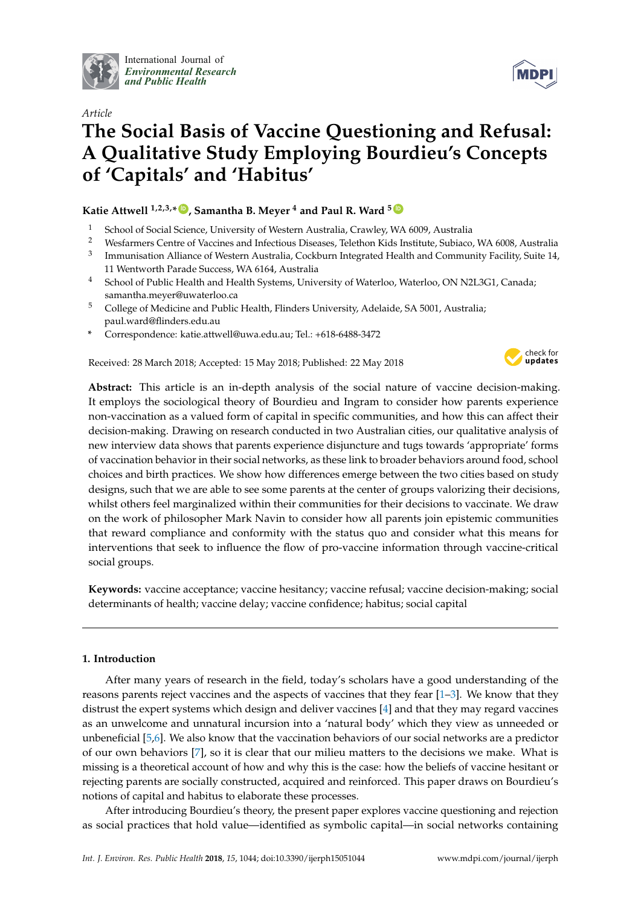International Journal of *Environmental Research and Public Health*

*Article*

# The Social Basis of Vaccine Questioning and Refusal: A Qualitative Study Employing Bourdieu's Concepts of 'Capitals' and 'Habitus'

**Katie Attwell [1,2,3,*], Samantha B. Meyer [4] and Paul R. Ward [5]**

1. School of Social Science, University of Western Australia, Crawley, WA 6009, Australia
2. Wesfarmers Centre of Vaccines and Infectious Diseases, Telethon Kids Institute, Subiaco, WA 6008, Australia
3. Immunisation Alliance of Western Australia, Cockburn Integrated Health and Community Facility, Suite 14, 11 Wentworth Parade Success, WA 6164, Australia
4. School of Public Health and Health Systems, University of Waterloo, Waterloo, ON N2L3G1, Canada; samantha.meyer@uwaterloo.ca
5. College of Medicine and Public Health, Flinders University, Adelaide, SA 5001, Australia; paul.ward@flinders.edu.au

\* Correspondence: katie.attwell@uwa.edu.au; Tel.: +618-6488-3472

Received: 28 March 2018; Accepted: 15 May 2018; Published: 22 May 2018

**Abstract:** This article is an in-depth analysis of the social nature of vaccine decision-making. It employs the sociological theory of Bourdieu and Ingram to consider how parents experience non-vaccination as a valued form of capital in specific communities, and how this can affect their decision-making. Drawing on research conducted in two Australian cities, our qualitative analysis of new interview data shows that parents experience disjuncture and tugs towards 'appropriate' forms of vaccination behavior in their social networks, as these link to broader behaviors around food, school choices and birth practices. We show how differences emerge between the two cities based on study designs, such that we are able to see some parents at the center of groups valorizing their decisions, whilst others feel marginalized within their communities for their decisions to vaccinate. We draw on the work of philosopher Mark Navin to consider how all parents join epistemic communities that reward compliance and conformity with the status quo and consider what this means for interventions that seek to influence the flow of pro-vaccine information through vaccine-critical social groups.

**Keywords:** vaccine acceptance; vaccine hesitancy; vaccine refusal; vaccine decision-making; social determinants of health; vaccine delay; vaccine confidence; habitus; social capital

## 1. Introduction

After many years of research in the field, today's scholars have a good understanding of the reasons parents reject vaccines and the aspects of vaccines that they fear [1–3]. We know that they distrust the expert systems which design and deliver vaccines [4] and that they may regard vaccines as an unwelcome and unnatural incursion into a 'natural body' which they view as unneeded or unbeneficial [5,6]. We also know that the vaccination behaviors of our social networks are a predictor of our own behaviors [7], so it is clear that our milieu matters to the decisions we make. What is missing is a theoretical account of how and why this is the case: how the beliefs of vaccine hesitant or rejecting parents are socially constructed, acquired and reinforced. This paper draws on Bourdieu's notions of capital and habitus to elaborate these processes.

After introducing Bourdieu's theory, the present paper explores vaccine questioning and rejection as social practices that hold value—identified as symbolic capital—in social networks containing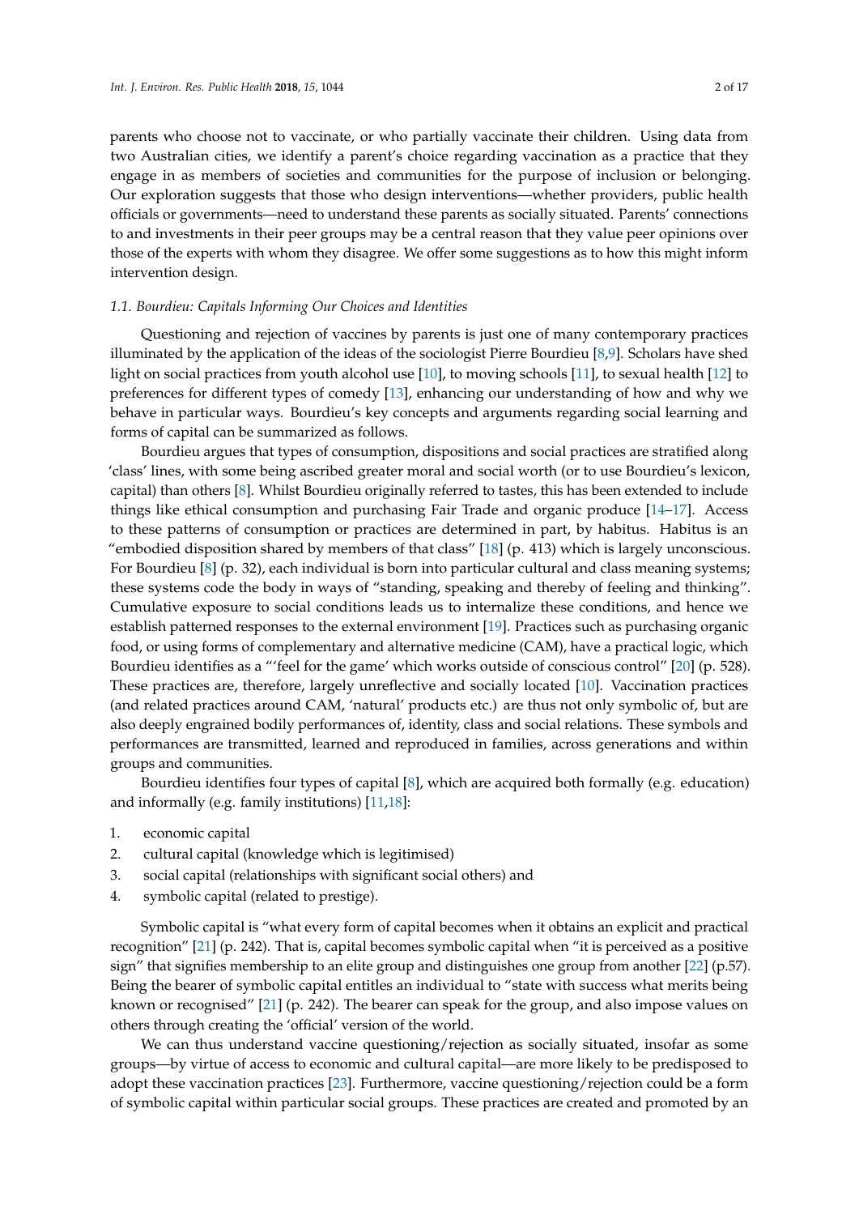parents who choose not to vaccinate, or who partially vaccinate their children. Using data from two Australian cities, we identify a parent's choice regarding vaccination as a practice that they engage in as members of societies and communities for the purpose of inclusion or belonging. Our exploration suggests that those who design interventions—whether providers, public health officials or governments—need to understand these parents as socially situated. Parents' connections to and investments in their peer groups may be a central reason that they value peer opinions over those of the experts with whom they disagree. We offer some suggestions as to how this might inform intervention design.

### *1.1. Bourdieu: Capitals Informing Our Choices and Identities*

Questioning and rejection of vaccines by parents is just one of many contemporary practices illuminated by the application of the ideas of the sociologist Pierre Bourdieu [8,9]. Scholars have shed light on social practices from youth alcohol use [10], to moving schools [11], to sexual health [12] to preferences for different types of comedy [13], enhancing our understanding of how and why we behave in particular ways. Bourdieu's key concepts and arguments regarding social learning and forms of capital can be summarized as follows.

Bourdieu argues that types of consumption, dispositions and social practices are stratified along 'class' lines, with some being ascribed greater moral and social worth (or to use Bourdieu's lexicon, capital) than others [8]. Whilst Bourdieu originally referred to tastes, this has been extended to include things like ethical consumption and purchasing Fair Trade and organic produce [14–17]. Access to these patterns of consumption or practices are determined in part, by habitus. Habitus is an "embodied disposition shared by members of that class" [18] (p. 413) which is largely unconscious. For Bourdieu [8] (p. 32), each individual is born into particular cultural and class meaning systems; these systems code the body in ways of "standing, speaking and thereby of feeling and thinking". Cumulative exposure to social conditions leads us to internalize these conditions, and hence we establish patterned responses to the external environment [19]. Practices such as purchasing organic food, or using forms of complementary and alternative medicine (CAM), have a practical logic, which Bourdieu identifies as a "'feel for the game' which works outside of conscious control" [20] (p. 528). These practices are, therefore, largely unreflective and socially located [10]. Vaccination practices (and related practices around CAM, 'natural' products etc.) are thus not only symbolic of, but are also deeply engrained bodily performances of, identity, class and social relations. These symbols and performances are transmitted, learned and reproduced in families, across generations and within groups and communities.

Bourdieu identifies four types of capital [8], which are acquired both formally (e.g. education) and informally (e.g. family institutions) [11,18]:

1. economic capital
2. cultural capital (knowledge which is legitimised)
3. social capital (relationships with significant social others) and
4. symbolic capital (related to prestige).

Symbolic capital is "what every form of capital becomes when it obtains an explicit and practical recognition" [21] (p. 242). That is, capital becomes symbolic capital when "it is perceived as a positive sign" that signifies membership to an elite group and distinguishes one group from another [22] (p.57). Being the bearer of symbolic capital entitles an individual to "state with success what merits being known or recognised" [21] (p. 242). The bearer can speak for the group, and also impose values on others through creating the 'official' version of the world.

We can thus understand vaccine questioning/rejection as socially situated, insofar as some groups—by virtue of access to economic and cultural capital—are more likely to be predisposed to adopt these vaccination practices [23]. Furthermore, vaccine questioning/rejection could be a form of symbolic capital within particular social groups. These practices are created and promoted by an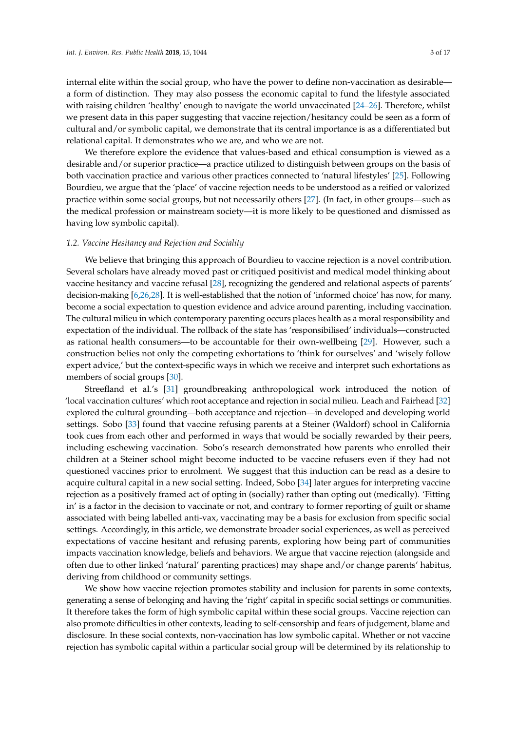internal elite within the social group, who have the power to define non-vaccination as desirable—a form of distinction. They may also possess the economic capital to fund the lifestyle associated with raising children 'healthy' enough to navigate the world unvaccinated [24–26]. Therefore, whilst we present data in this paper suggesting that vaccine rejection/hesitancy could be seen as a form of cultural and/or symbolic capital, we demonstrate that its central importance is as a differentiated but relational capital. It demonstrates who we are, and who we are not.

We therefore explore the evidence that values-based and ethical consumption is viewed as a desirable and/or superior practice—a practice utilized to distinguish between groups on the basis of both vaccination practice and various other practices connected to 'natural lifestyles' [25]. Following Bourdieu, we argue that the 'place' of vaccine rejection needs to be understood as a reified or valorized practice within some social groups, but not necessarily others [27]. (In fact, in other groups—such as the medical profession or mainstream society—it is more likely to be questioned and dismissed as having low symbolic capital).

### *1.2. Vaccine Hesitancy and Rejection and Sociality*

We believe that bringing this approach of Bourdieu to vaccine rejection is a novel contribution. Several scholars have already moved past or critiqued positivist and medical model thinking about vaccine hesitancy and vaccine refusal [28], recognizing the gendered and relational aspects of parents' decision-making [6,26,28]. It is well-established that the notion of 'informed choice' has now, for many, become a social expectation to question evidence and advice around parenting, including vaccination. The cultural milieu in which contemporary parenting occurs places health as a moral responsibility and expectation of the individual. The rollback of the state has 'responsibilised' individuals—constructed as rational health consumers—to be accountable for their own-wellbeing [29]. However, such a construction belies not only the competing exhortations to 'think for ourselves' and 'wisely follow expert advice,' but the context-specific ways in which we receive and interpret such exhortations as members of social groups [30].

Streefland et al.'s [31] groundbreaking anthropological work introduced the notion of 'local vaccination cultures' which root acceptance and rejection in social milieu. Leach and Fairhead [32] explored the cultural grounding—both acceptance and rejection—in developed and developing world settings. Sobo [33] found that vaccine refusing parents at a Steiner (Waldorf) school in California took cues from each other and performed in ways that would be socially rewarded by their peers, including eschewing vaccination. Sobo's research demonstrated how parents who enrolled their children at a Steiner school might become inducted to be vaccine refusers even if they had not questioned vaccines prior to enrolment. We suggest that this induction can be read as a desire to acquire cultural capital in a new social setting. Indeed, Sobo [34] later argues for interpreting vaccine rejection as a positively framed act of opting in (socially) rather than opting out (medically). 'Fitting in' is a factor in the decision to vaccinate or not, and contrary to former reporting of guilt or shame associated with being labelled anti-vax, vaccinating may be a basis for exclusion from specific social settings. Accordingly, in this article, we demonstrate broader social experiences, as well as perceived expectations of vaccine hesitant and refusing parents, exploring how being part of communities impacts vaccination knowledge, beliefs and behaviors. We argue that vaccine rejection (alongside and often due to other linked 'natural' parenting practices) may shape and/or change parents' habitus, deriving from childhood or community settings.

We show how vaccine rejection promotes stability and inclusion for parents in some contexts, generating a sense of belonging and having the 'right' capital in specific social settings or communities. It therefore takes the form of high symbolic capital within these social groups. Vaccine rejection can also promote difficulties in other contexts, leading to self-censorship and fears of judgement, blame and disclosure. In these social contexts, non-vaccination has low symbolic capital. Whether or not vaccine rejection has symbolic capital within a particular social group will be determined by its relationship to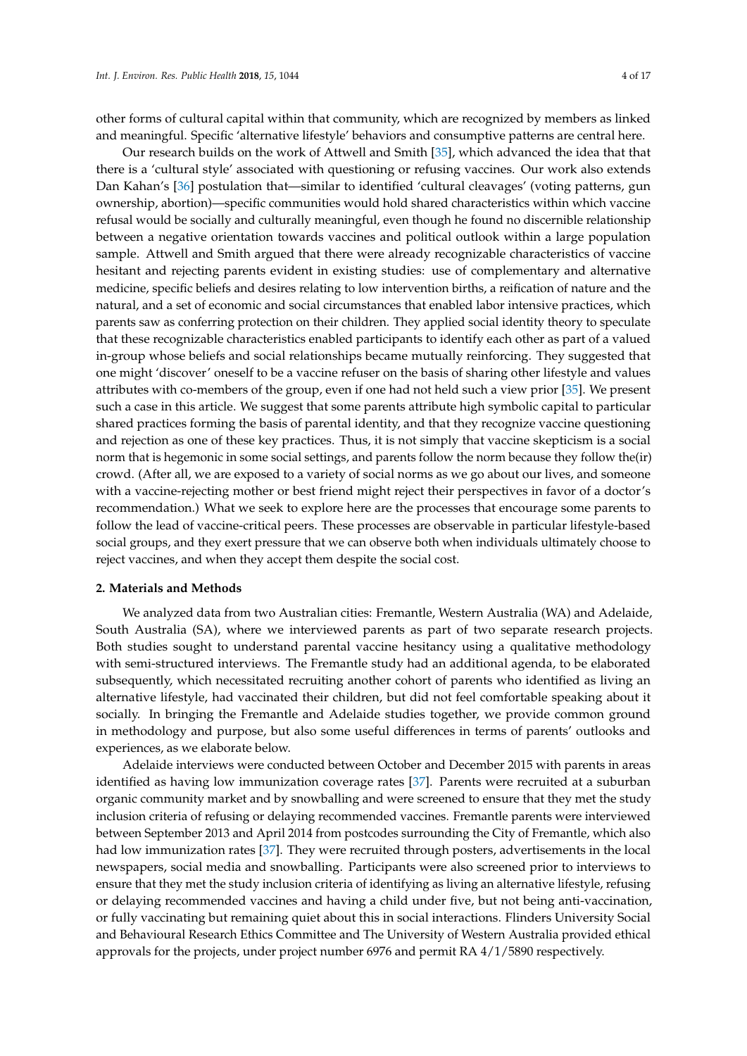other forms of cultural capital within that community, which are recognized by members as linked and meaningful. Specific 'alternative lifestyle' behaviors and consumptive patterns are central here.

Our research builds on the work of Attwell and Smith [35], which advanced the idea that that there is a 'cultural style' associated with questioning or refusing vaccines. Our work also extends Dan Kahan's [36] postulation that—similar to identified 'cultural cleavages' (voting patterns, gun ownership, abortion)—specific communities would hold shared characteristics within which vaccine refusal would be socially and culturally meaningful, even though he found no discernible relationship between a negative orientation towards vaccines and political outlook within a large population sample. Attwell and Smith argued that there were already recognizable characteristics of vaccine hesitant and rejecting parents evident in existing studies: use of complementary and alternative medicine, specific beliefs and desires relating to low intervention births, a reification of nature and the natural, and a set of economic and social circumstances that enabled labor intensive practices, which parents saw as conferring protection on their children. They applied social identity theory to speculate that these recognizable characteristics enabled participants to identify each other as part of a valued in-group whose beliefs and social relationships became mutually reinforcing. They suggested that one might 'discover' oneself to be a vaccine refuser on the basis of sharing other lifestyle and values attributes with co-members of the group, even if one had not held such a view prior [35]. We present such a case in this article. We suggest that some parents attribute high symbolic capital to particular shared practices forming the basis of parental identity, and that they recognize vaccine questioning and rejection as one of these key practices. Thus, it is not simply that vaccine skepticism is a social norm that is hegemonic in some social settings, and parents follow the norm because they follow the(ir) crowd. (After all, we are exposed to a variety of social norms as we go about our lives, and someone with a vaccine-rejecting mother or best friend might reject their perspectives in favor of a doctor's recommendation.) What we seek to explore here are the processes that encourage some parents to follow the lead of vaccine-critical peers. These processes are observable in particular lifestyle-based social groups, and they exert pressure that we can observe both when individuals ultimately choose to reject vaccines, and when they accept them despite the social cost.

## 2. Materials and Methods

We analyzed data from two Australian cities: Fremantle, Western Australia (WA) and Adelaide, South Australia (SA), where we interviewed parents as part of two separate research projects. Both studies sought to understand parental vaccine hesitancy using a qualitative methodology with semi-structured interviews. The Fremantle study had an additional agenda, to be elaborated subsequently, which necessitated recruiting another cohort of parents who identified as living an alternative lifestyle, had vaccinated their children, but did not feel comfortable speaking about it socially. In bringing the Fremantle and Adelaide studies together, we provide common ground in methodology and purpose, but also some useful differences in terms of parents' outlooks and experiences, as we elaborate below.

Adelaide interviews were conducted between October and December 2015 with parents in areas identified as having low immunization coverage rates [37]. Parents were recruited at a suburban organic community market and by snowballing and were screened to ensure that they met the study inclusion criteria of refusing or delaying recommended vaccines. Fremantle parents were interviewed between September 2013 and April 2014 from postcodes surrounding the City of Fremantle, which also had low immunization rates [37]. They were recruited through posters, advertisements in the local newspapers, social media and snowballing. Participants were also screened prior to interviews to ensure that they met the study inclusion criteria of identifying as living an alternative lifestyle, refusing or delaying recommended vaccines and having a child under five, but not being anti-vaccination, or fully vaccinating but remaining quiet about this in social interactions. Flinders University Social and Behavioural Research Ethics Committee and The University of Western Australia provided ethical approvals for the projects, under project number 6976 and permit RA 4/1/5890 respectively.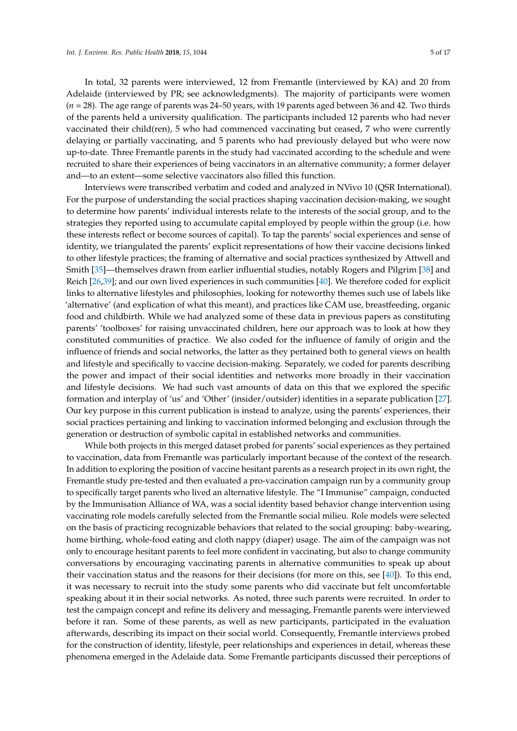In total, 32 parents were interviewed, 12 from Fremantle (interviewed by KA) and 20 from Adelaide (interviewed by PR; see acknowledgments). The majority of participants were women ($n$ = 28). The age range of parents was 24–50 years, with 19 parents aged between 36 and 42. Two thirds of the parents held a university qualification. The participants included 12 parents who had never vaccinated their child(ren), 5 who had commenced vaccinating but ceased, 7 who were currently delaying or partially vaccinating, and 5 parents who had previously delayed but who were now up-to-date. Three Fremantle parents in the study had vaccinated according to the schedule and were recruited to share their experiences of being vaccinators in an alternative community; a former delayer and—to an extent—some selective vaccinators also filled this function.

Interviews were transcribed verbatim and coded and analyzed in NVivo 10 (QSR International). For the purpose of understanding the social practices shaping vaccination decision-making, we sought to determine how parents' individual interests relate to the interests of the social group, and to the strategies they reported using to accumulate capital employed by people within the group (i.e. how these interests reflect or become sources of capital). To tap the parents' social experiences and sense of identity, we triangulated the parents' explicit representations of how their vaccine decisions linked to other lifestyle practices; the framing of alternative and social practices synthesized by Attwell and Smith [35]—themselves drawn from earlier influential studies, notably Rogers and Pilgrim [38] and Reich [26,39]; and our own lived experiences in such communities [40]. We therefore coded for explicit links to alternative lifestyles and philosophies, looking for noteworthy themes such use of labels like 'alternative' (and explication of what this meant), and practices like CAM use, breastfeeding, organic food and childbirth. While we had analyzed some of these data in previous papers as constituting parents' 'toolboxes' for raising unvaccinated children, here our approach was to look at how they constituted communities of practice. We also coded for the influence of family of origin and the influence of friends and social networks, the latter as they pertained both to general views on health and lifestyle and specifically to vaccine decision-making. Separately, we coded for parents describing the power and impact of their social identities and networks more broadly in their vaccination and lifestyle decisions. We had such vast amounts of data on this that we explored the specific formation and interplay of 'us' and 'Other' (insider/outsider) identities in a separate publication [27]. Our key purpose in this current publication is instead to analyze, using the parents' experiences, their social practices pertaining and linking to vaccination informed belonging and exclusion through the generation or destruction of symbolic capital in established networks and communities.

While both projects in this merged dataset probed for parents' social experiences as they pertained to vaccination, data from Fremantle was particularly important because of the context of the research. In addition to exploring the position of vaccine hesitant parents as a research project in its own right, the Fremantle study pre-tested and then evaluated a pro-vaccination campaign run by a community group to specifically target parents who lived an alternative lifestyle. The "I Immunise" campaign, conducted by the Immunisation Alliance of WA, was a social identity based behavior change intervention using vaccinating role models carefully selected from the Fremantle social milieu. Role models were selected on the basis of practicing recognizable behaviors that related to the social grouping: baby-wearing, home birthing, whole-food eating and cloth nappy (diaper) usage. The aim of the campaign was not only to encourage hesitant parents to feel more confident in vaccinating, but also to change community conversations by encouraging vaccinating parents in alternative communities to speak up about their vaccination status and the reasons for their decisions (for more on this, see [40]). To this end, it was necessary to recruit into the study some parents who did vaccinate but felt uncomfortable speaking about it in their social networks. As noted, three such parents were recruited. In order to test the campaign concept and refine its delivery and messaging, Fremantle parents were interviewed before it ran. Some of these parents, as well as new participants, participated in the evaluation afterwards, describing its impact on their social world. Consequently, Fremantle interviews probed for the construction of identity, lifestyle, peer relationships and experiences in detail, whereas these phenomena emerged in the Adelaide data. Some Fremantle participants discussed their perceptions of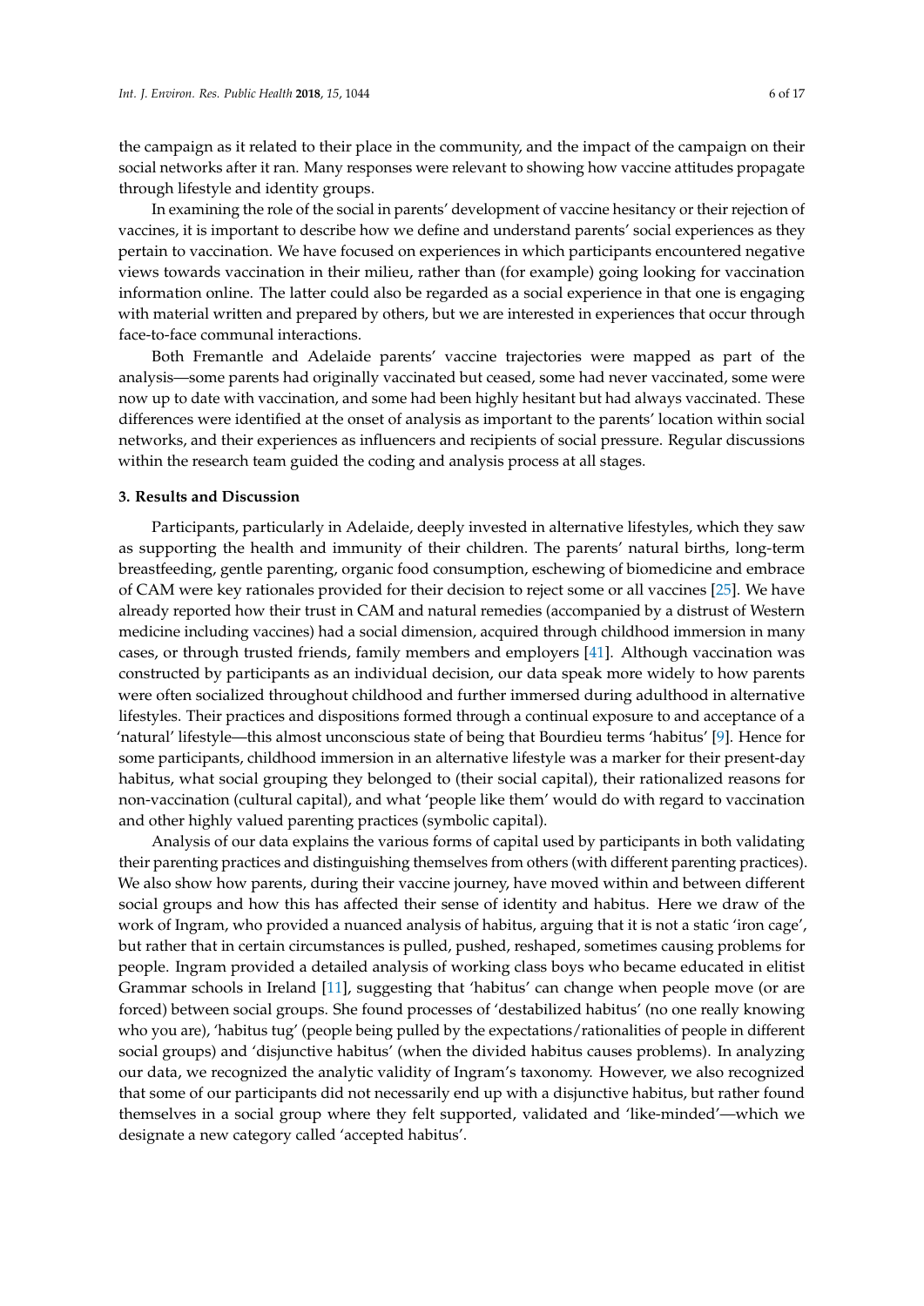the campaign as it related to their place in the community, and the impact of the campaign on their social networks after it ran. Many responses were relevant to showing how vaccine attitudes propagate through lifestyle and identity groups.

In examining the role of the social in parents' development of vaccine hesitancy or their rejection of vaccines, it is important to describe how we define and understand parents' social experiences as they pertain to vaccination. We have focused on experiences in which participants encountered negative views towards vaccination in their milieu, rather than (for example) going looking for vaccination information online. The latter could also be regarded as a social experience in that one is engaging with material written and prepared by others, but we are interested in experiences that occur through face-to-face communal interactions.

Both Fremantle and Adelaide parents' vaccine trajectories were mapped as part of the analysis—some parents had originally vaccinated but ceased, some had never vaccinated, some were now up to date with vaccination, and some had been highly hesitant but had always vaccinated. These differences were identified at the onset of analysis as important to the parents' location within social networks, and their experiences as influencers and recipients of social pressure. Regular discussions within the research team guided the coding and analysis process at all stages.

## 3. Results and Discussion

Participants, particularly in Adelaide, deeply invested in alternative lifestyles, which they saw as supporting the health and immunity of their children. The parents' natural births, long-term breastfeeding, gentle parenting, organic food consumption, eschewing of biomedicine and embrace of CAM were key rationales provided for their decision to reject some or all vaccines [25]. We have already reported how their trust in CAM and natural remedies (accompanied by a distrust of Western medicine including vaccines) had a social dimension, acquired through childhood immersion in many cases, or through trusted friends, family members and employers [41]. Although vaccination was constructed by participants as an individual decision, our data speak more widely to how parents were often socialized throughout childhood and further immersed during adulthood in alternative lifestyles. Their practices and dispositions formed through a continual exposure to and acceptance of a 'natural' lifestyle—this almost unconscious state of being that Bourdieu terms 'habitus' [9]. Hence for some participants, childhood immersion in an alternative lifestyle was a marker for their present-day habitus, what social grouping they belonged to (their social capital), their rationalized reasons for non-vaccination (cultural capital), and what 'people like them' would do with regard to vaccination and other highly valued parenting practices (symbolic capital).

Analysis of our data explains the various forms of capital used by participants in both validating their parenting practices and distinguishing themselves from others (with different parenting practices). We also show how parents, during their vaccine journey, have moved within and between different social groups and how this has affected their sense of identity and habitus. Here we draw of the work of Ingram, who provided a nuanced analysis of habitus, arguing that it is not a static 'iron cage', but rather that in certain circumstances is pulled, pushed, reshaped, sometimes causing problems for people. Ingram provided a detailed analysis of working class boys who became educated in elitist Grammar schools in Ireland [11], suggesting that 'habitus' can change when people move (or are forced) between social groups. She found processes of 'destabilized habitus' (no one really knowing who you are), 'habitus tug' (people being pulled by the expectations/rationalities of people in different social groups) and 'disjunctive habitus' (when the divided habitus causes problems). In analyzing our data, we recognized the analytic validity of Ingram's taxonomy. However, we also recognized that some of our participants did not necessarily end up with a disjunctive habitus, but rather found themselves in a social group where they felt supported, validated and 'like-minded'—which we designate a new category called 'accepted habitus'.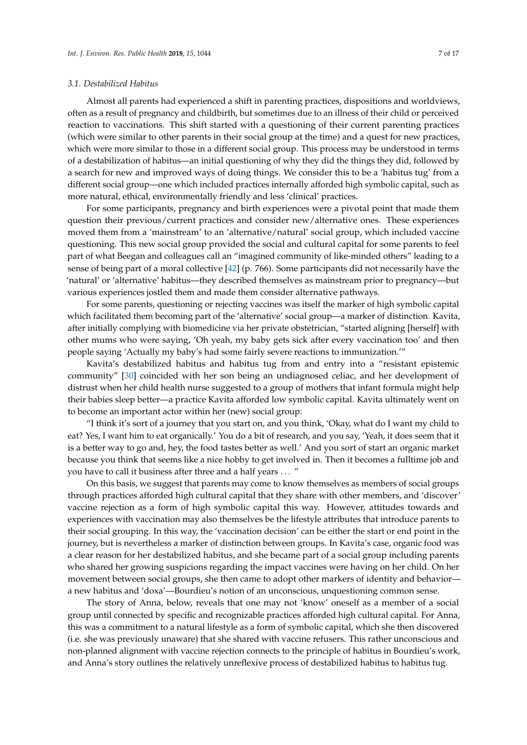### 3.1. Destabilized Habitus

Almost all parents had experienced a shift in parenting practices, dispositions and worldviews, often as a result of pregnancy and childbirth, but sometimes due to an illness of their child or perceived reaction to vaccinations. This shift started with a questioning of their current parenting practices (which were similar to other parents in their social group at the time) and a quest for new practices, which were more similar to those in a different social group. This process may be understood in terms of a destabilization of habitus—an initial questioning of why they did the things they did, followed by a search for new and improved ways of doing things. We consider this to be a 'habitus tug' from a different social group—one which included practices internally afforded high symbolic capital, such as more natural, ethical, environmentally friendly and less 'clinical' practices.

For some participants, pregnancy and birth experiences were a pivotal point that made them question their previous/current practices and consider new/alternative ones. These experiences moved them from a 'mainstream' to an 'alternative/natural' social group, which included vaccine questioning. This new social group provided the social and cultural capital for some parents to feel part of what Beegan and colleagues call an "imagined community of like-minded others" leading to a sense of being part of a moral collective [42] (p. 766). Some participants did not necessarily have the 'natural' or 'alternative' habitus—they described themselves as mainstream prior to pregnancy—but various experiences jostled them and made them consider alternative pathways.

For some parents, questioning or rejecting vaccines was itself the marker of high symbolic capital which facilitated them becoming part of the 'alternative' social group—a marker of distinction. Kavita, after initially complying with biomedicine via her private obstetrician, "started aligning [herself] with other mums who were saying, 'Oh yeah, my baby gets sick after every vaccination too' and then people saying 'Actually my baby's had some fairly severe reactions to immunization.'"

Kavita's destabilized habitus and habitus tug from and entry into a "resistant epistemic community" [30] coincided with her son being an undiagnosed celiac, and her development of distrust when her child health nurse suggested to a group of mothers that infant formula might help their babies sleep better—a practice Kavita afforded low symbolic capital. Kavita ultimately went on to become an important actor within her (new) social group:

"I think it's sort of a journey that you start on, and you think, 'Okay, what do I want my child to eat? Yes, I want him to eat organically.' You do a bit of research, and you say, 'Yeah, it does seem that it is a better way to go and, hey, the food tastes better as well.' And you sort of start an organic market because you think that seems like a nice hobby to get involved in. Then it becomes a fulltime job and you have to call it business after three and a half years ... "

On this basis, we suggest that parents may come to know themselves as members of social groups through practices afforded high cultural capital that they share with other members, and 'discover' vaccine rejection as a form of high symbolic capital this way. However, attitudes towards and experiences with vaccination may also themselves be the lifestyle attributes that introduce parents to their social grouping. In this way, the 'vaccination decision' can be either the start or end point in the journey, but is nevertheless a marker of distinction between groups. In Kavita's case, organic food was a clear reason for her destabilized habitus, and she became part of a social group including parents who shared her growing suspicions regarding the impact vaccines were having on her child. On her movement between social groups, she then came to adopt other markers of identity and behavior—a new habitus and 'doxa'—Bourdieu's notion of an unconscious, unquestioning common sense.

The story of Anna, below, reveals that one may not 'know' oneself as a member of a social group until connected by specific and recognizable practices afforded high cultural capital. For Anna, this was a commitment to a natural lifestyle as a form of symbolic capital, which she then discovered (i.e. she was previously unaware) that she shared with vaccine refusers. This rather unconscious and non-planned alignment with vaccine rejection connects to the principle of habitus in Bourdieu's work, and Anna's story outlines the relatively unreflexive process of destabilized habitus to habitus tug.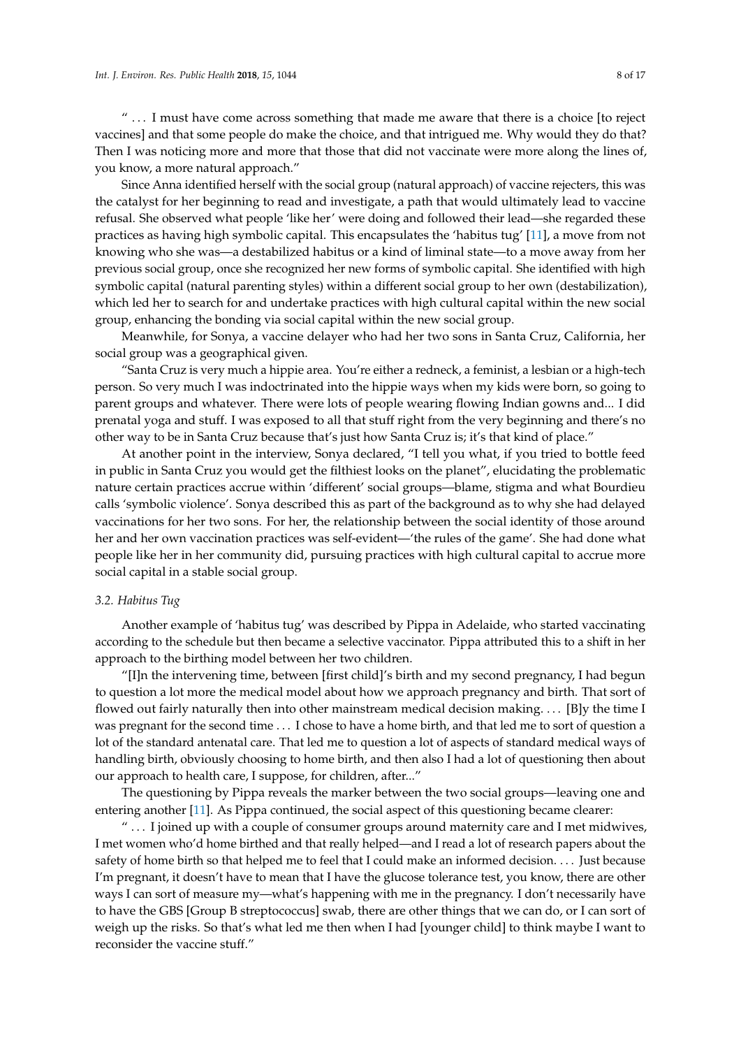" . . . I must have come across something that made me aware that there is a choice [to reject vaccines] and that some people do make the choice, and that intrigued me. Why would they do that? Then I was noticing more and more that those that did not vaccinate were more along the lines of, you know, a more natural approach."

Since Anna identified herself with the social group (natural approach) of vaccine rejecters, this was the catalyst for her beginning to read and investigate, a path that would ultimately lead to vaccine refusal. She observed what people 'like her' were doing and followed their lead—she regarded these practices as having high symbolic capital. This encapsulates the 'habitus tug' [11], a move from not knowing who she was—a destabilized habitus or a kind of liminal state—to a move away from her previous social group, once she recognized her new forms of symbolic capital. She identified with high symbolic capital (natural parenting styles) within a different social group to her own (destabilization), which led her to search for and undertake practices with high cultural capital within the new social group, enhancing the bonding via social capital within the new social group.

Meanwhile, for Sonya, a vaccine delayer who had her two sons in Santa Cruz, California, her social group was a geographical given.

"Santa Cruz is very much a hippie area. You're either a redneck, a feminist, a lesbian or a high-tech person. So very much I was indoctrinated into the hippie ways when my kids were born, so going to parent groups and whatever. There were lots of people wearing flowing Indian gowns and... I did prenatal yoga and stuff. I was exposed to all that stuff right from the very beginning and there's no other way to be in Santa Cruz because that's just how Santa Cruz is; it's that kind of place."

At another point in the interview, Sonya declared, "I tell you what, if you tried to bottle feed in public in Santa Cruz you would get the filthiest looks on the planet", elucidating the problematic nature certain practices accrue within 'different' social groups—blame, stigma and what Bourdieu calls 'symbolic violence'. Sonya described this as part of the background as to why she had delayed vaccinations for her two sons. For her, the relationship between the social identity of those around her and her own vaccination practices was self-evident—'the rules of the game'. She had done what people like her in her community did, pursuing practices with high cultural capital to accrue more social capital in a stable social group.

### 3.2. Habitus Tug

Another example of 'habitus tug' was described by Pippa in Adelaide, who started vaccinating according to the schedule but then became a selective vaccinator. Pippa attributed this to a shift in her approach to the birthing model between her two children.

"[I]n the intervening time, between [first child]'s birth and my second pregnancy, I had begun to question a lot more the medical model about how we approach pregnancy and birth. That sort of flowed out fairly naturally then into other mainstream medical decision making. . . . [B]y the time I was pregnant for the second time . . . I chose to have a home birth, and that led me to sort of question a lot of the standard antenatal care. That led me to question a lot of aspects of standard medical ways of handling birth, obviously choosing to home birth, and then also I had a lot of questioning then about our approach to health care, I suppose, for children, after..."

The questioning by Pippa reveals the marker between the two social groups—leaving one and entering another [11]. As Pippa continued, the social aspect of this questioning became clearer:

" . . . I joined up with a couple of consumer groups around maternity care and I met midwives, I met women who'd home birthed and that really helped—and I read a lot of research papers about the safety of home birth so that helped me to feel that I could make an informed decision. . . . Just because I'm pregnant, it doesn't have to mean that I have the glucose tolerance test, you know, there are other ways I can sort of measure my—what's happening with me in the pregnancy. I don't necessarily have to have the GBS [Group B streptococcus] swab, there are other things that we can do, or I can sort of weigh up the risks. So that's what led me then when I had [younger child] to think maybe I want to reconsider the vaccine stuff."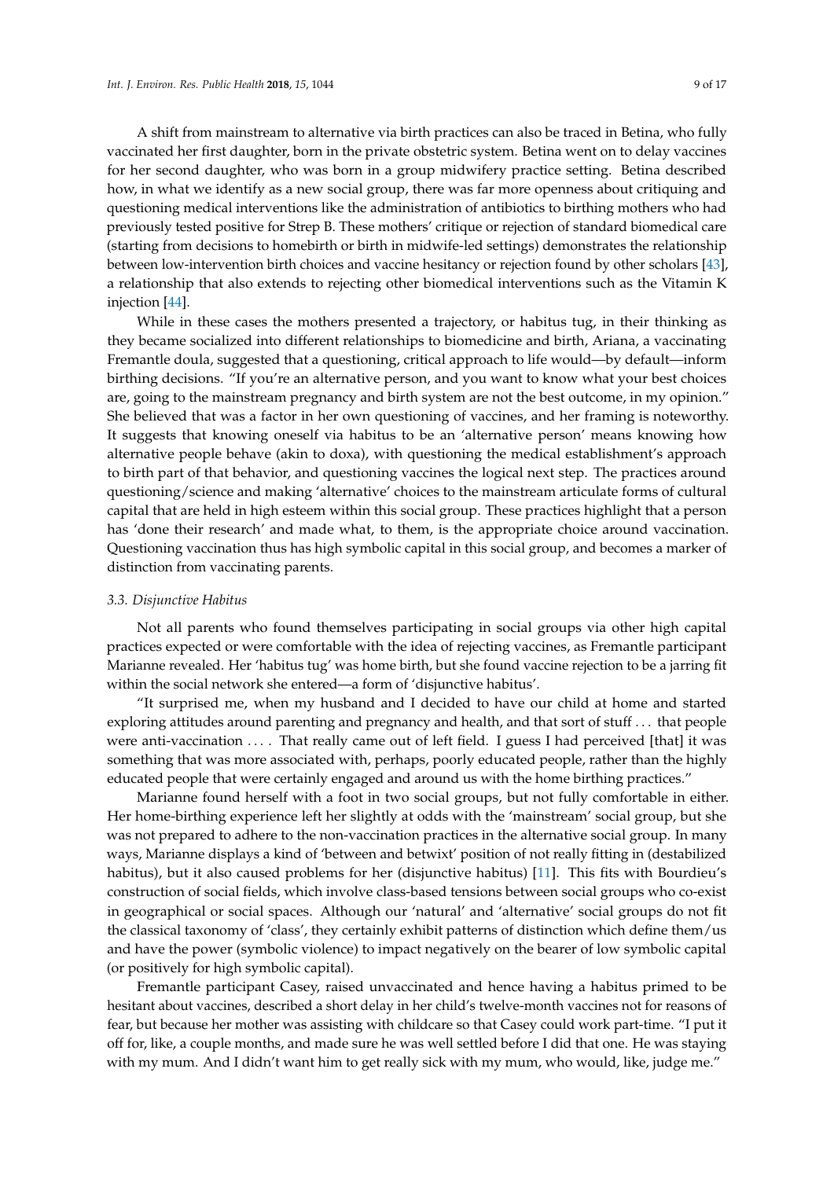A shift from mainstream to alternative via birth practices can also be traced in Betina, who fully vaccinated her first daughter, born in the private obstetric system. Betina went on to delay vaccines for her second daughter, who was born in a group midwifery practice setting. Betina described how, in what we identify as a new social group, there was far more openness about critiquing and questioning medical interventions like the administration of antibiotics to birthing mothers who had previously tested positive for Strep B. These mothers' critique or rejection of standard biomedical care (starting from decisions to homebirth or birth in midwife-led settings) demonstrates the relationship between low-intervention birth choices and vaccine hesitancy or rejection found by other scholars [43], a relationship that also extends to rejecting other biomedical interventions such as the Vitamin K injection [44].

While in these cases the mothers presented a trajectory, or habitus tug, in their thinking as they became socialized into different relationships to biomedicine and birth, Ariana, a vaccinating Fremantle doula, suggested that a questioning, critical approach to life would—by default—inform birthing decisions. "If you're an alternative person, and you want to know what your best choices are, going to the mainstream pregnancy and birth system are not the best outcome, in my opinion." She believed that was a factor in her own questioning of vaccines, and her framing is noteworthy. It suggests that knowing oneself via habitus to be an 'alternative person' means knowing how alternative people behave (akin to doxa), with questioning the medical establishment's approach to birth part of that behavior, and questioning vaccines the logical next step. The practices around questioning/science and making 'alternative' choices to the mainstream articulate forms of cultural capital that are held in high esteem within this social group. These practices highlight that a person has 'done their research' and made what, to them, is the appropriate choice around vaccination. Questioning vaccination thus has high symbolic capital in this social group, and becomes a marker of distinction from vaccinating parents.

### 3.3. Disjunctive Habitus

Not all parents who found themselves participating in social groups via other high capital practices expected or were comfortable with the idea of rejecting vaccines, as Fremantle participant Marianne revealed. Her 'habitus tug' was home birth, but she found vaccine rejection to be a jarring fit within the social network she entered—a form of 'disjunctive habitus'.

"It surprised me, when my husband and I decided to have our child at home and started exploring attitudes around parenting and pregnancy and health, and that sort of stuff . . . that people were anti-vaccination . . . . That really came out of left field. I guess I had perceived [that] it was something that was more associated with, perhaps, poorly educated people, rather than the highly educated people that were certainly engaged and around us with the home birthing practices."

Marianne found herself with a foot in two social groups, but not fully comfortable in either. Her home-birthing experience left her slightly at odds with the 'mainstream' social group, but she was not prepared to adhere to the non-vaccination practices in the alternative social group. In many ways, Marianne displays a kind of 'between and betwixt' position of not really fitting in (destabilized habitus), but it also caused problems for her (disjunctive habitus) [11]. This fits with Bourdieu's construction of social fields, which involve class-based tensions between social groups who co-exist in geographical or social spaces. Although our 'natural' and 'alternative' social groups do not fit the classical taxonomy of 'class', they certainly exhibit patterns of distinction which define them/us and have the power (symbolic violence) to impact negatively on the bearer of low symbolic capital (or positively for high symbolic capital).

Fremantle participant Casey, raised unvaccinated and hence having a habitus primed to be hesitant about vaccines, described a short delay in her child's twelve-month vaccines not for reasons of fear, but because her mother was assisting with childcare so that Casey could work part-time. "I put it off for, like, a couple months, and made sure he was well settled before I did that one. He was staying with my mum. And I didn't want him to get really sick with my mum, who would, like, judge me."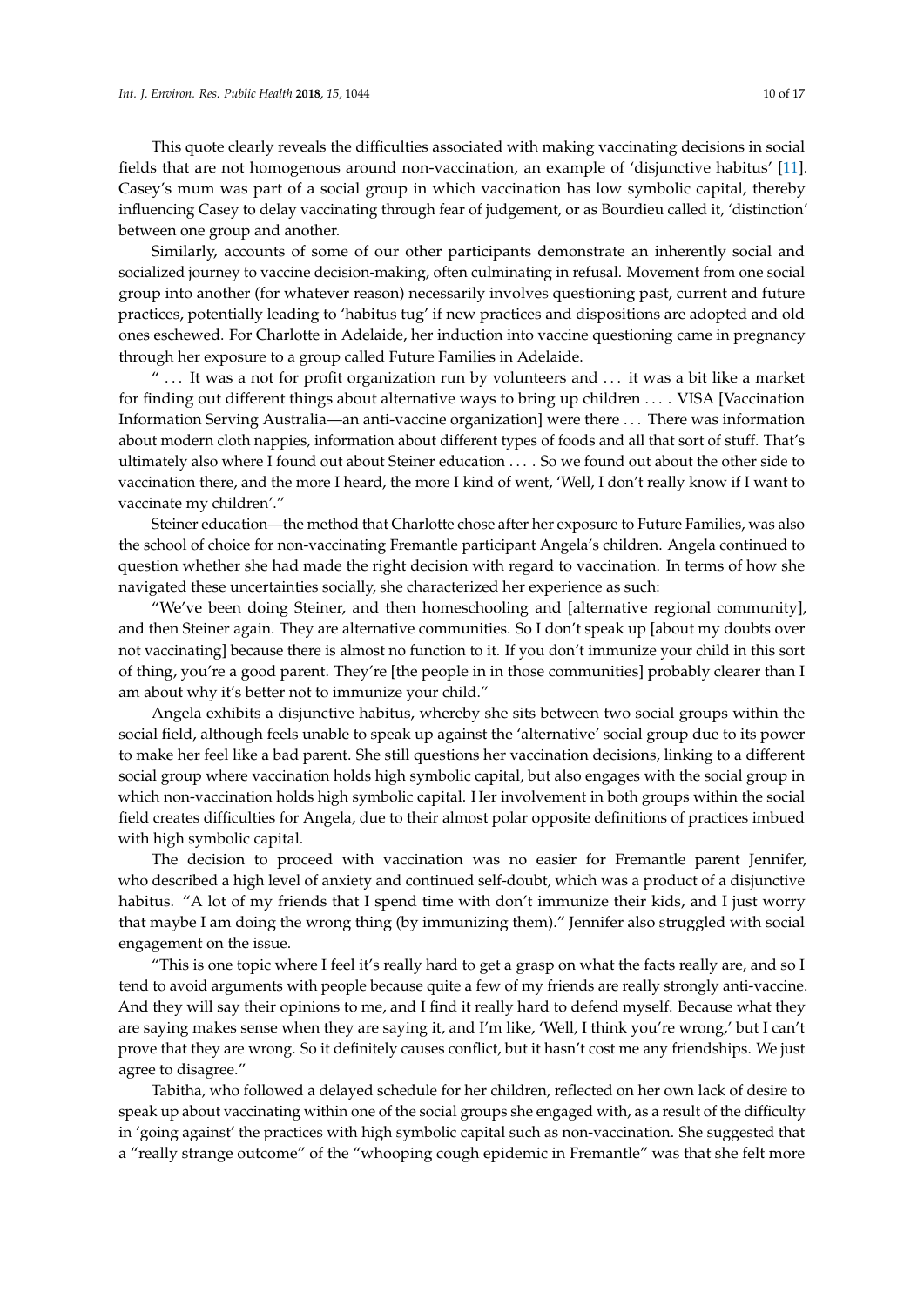This quote clearly reveals the difficulties associated with making vaccinating decisions in social fields that are not homogenous around non-vaccination, an example of 'disjunctive habitus' [11]. Casey's mum was part of a social group in which vaccination has low symbolic capital, thereby influencing Casey to delay vaccinating through fear of judgement, or as Bourdieu called it, 'distinction' between one group and another.

Similarly, accounts of some of our other participants demonstrate an inherently social and socialized journey to vaccine decision-making, often culminating in refusal. Movement from one social group into another (for whatever reason) necessarily involves questioning past, current and future practices, potentially leading to 'habitus tug' if new practices and dispositions are adopted and old ones eschewed. For Charlotte in Adelaide, her induction into vaccine questioning came in pregnancy through her exposure to a group called Future Families in Adelaide.

" . . . It was a not for profit organization run by volunteers and . . . it was a bit like a market for finding out different things about alternative ways to bring up children . . . . VISA [Vaccination Information Serving Australia—an anti-vaccine organization] were there . . . There was information about modern cloth nappies, information about different types of foods and all that sort of stuff. That's ultimately also where I found out about Steiner education . . . . So we found out about the other side to vaccination there, and the more I heard, the more I kind of went, 'Well, I don't really know if I want to vaccinate my children'."

Steiner education—the method that Charlotte chose after her exposure to Future Families, was also the school of choice for non-vaccinating Fremantle participant Angela's children. Angela continued to question whether she had made the right decision with regard to vaccination. In terms of how she navigated these uncertainties socially, she characterized her experience as such:

"We've been doing Steiner, and then homeschooling and [alternative regional community], and then Steiner again. They are alternative communities. So I don't speak up [about my doubts over not vaccinating] because there is almost no function to it. If you don't immunize your child in this sort of thing, you're a good parent. They're [the people in in those communities] probably clearer than I am about why it's better not to immunize your child."

Angela exhibits a disjunctive habitus, whereby she sits between two social groups within the social field, although feels unable to speak up against the 'alternative' social group due to its power to make her feel like a bad parent. She still questions her vaccination decisions, linking to a different social group where vaccination holds high symbolic capital, but also engages with the social group in which non-vaccination holds high symbolic capital. Her involvement in both groups within the social field creates difficulties for Angela, due to their almost polar opposite definitions of practices imbued with high symbolic capital.

The decision to proceed with vaccination was no easier for Fremantle parent Jennifer, who described a high level of anxiety and continued self-doubt, which was a product of a disjunctive habitus. "A lot of my friends that I spend time with don't immunize their kids, and I just worry that maybe I am doing the wrong thing (by immunizing them)." Jennifer also struggled with social engagement on the issue.

"This is one topic where I feel it's really hard to get a grasp on what the facts really are, and so I tend to avoid arguments with people because quite a few of my friends are really strongly anti-vaccine. And they will say their opinions to me, and I find it really hard to defend myself. Because what they are saying makes sense when they are saying it, and I'm like, 'Well, I think you're wrong,' but I can't prove that they are wrong. So it definitely causes conflict, but it hasn't cost me any friendships. We just agree to disagree."

Tabitha, who followed a delayed schedule for her children, reflected on her own lack of desire to speak up about vaccinating within one of the social groups she engaged with, as a result of the difficulty in 'going against' the practices with high symbolic capital such as non-vaccination. She suggested that a "really strange outcome" of the "whooping cough epidemic in Fremantle" was that she felt more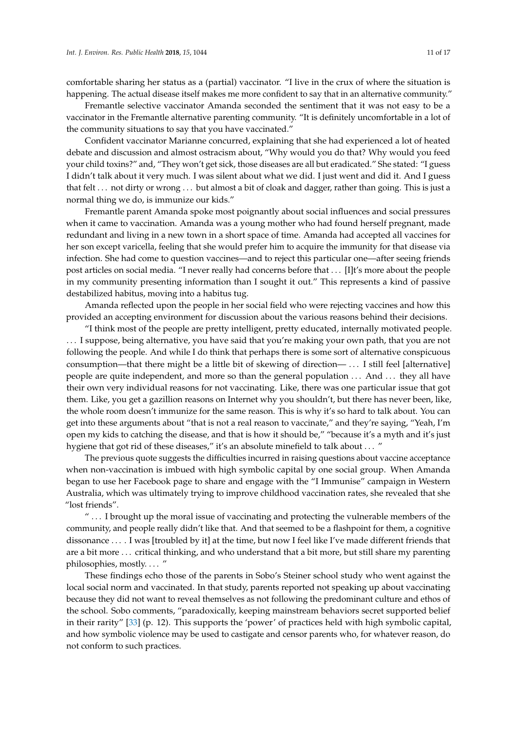comfortable sharing her status as a (partial) vaccinator. "I live in the crux of where the situation is happening. The actual disease itself makes me more confident to say that in an alternative community."

Fremantle selective vaccinator Amanda seconded the sentiment that it was not easy to be a vaccinator in the Fremantle alternative parenting community. "It is definitely uncomfortable in a lot of the community situations to say that you have vaccinated."

Confident vaccinator Marianne concurred, explaining that she had experienced a lot of heated debate and discussion and almost ostracism about, "Why would you do that? Why would you feed your child toxins?" and, "They won't get sick, those diseases are all but eradicated." She stated: "I guess I didn't talk about it very much. I was silent about what we did. I just went and did it. And I guess that felt ... not dirty or wrong ... but almost a bit of cloak and dagger, rather than going. This is just a normal thing we do, is immunize our kids."

Fremantle parent Amanda spoke most poignantly about social influences and social pressures when it came to vaccination. Amanda was a young mother who had found herself pregnant, made redundant and living in a new town in a short space of time. Amanda had accepted all vaccines for her son except varicella, feeling that she would prefer him to acquire the immunity for that disease via infection. She had come to question vaccines—and to reject this particular one—after seeing friends post articles on social media. "I never really had concerns before that ... [I]t's more about the people in my community presenting information than I sought it out." This represents a kind of passive destabilized habitus, moving into a habitus tug.

Amanda reflected upon the people in her social field who were rejecting vaccines and how this provided an accepting environment for discussion about the various reasons behind their decisions.

"I think most of the people are pretty intelligent, pretty educated, internally motivated people. ... I suppose, being alternative, you have said that you're making your own path, that you are not following the people. And while I do think that perhaps there is some sort of alternative conspicuous consumption—that there might be a little bit of skewing of direction— ... I still feel [alternative] people are quite independent, and more so than the general population ... And ... they all have their own very individual reasons for not vaccinating. Like, there was one particular issue that got them. Like, you get a gazillion reasons on Internet why you shouldn't, but there has never been, like, the whole room doesn't immunize for the same reason. This is why it's so hard to talk about. You can get into these arguments about "that is not a real reason to vaccinate," and they're saying, "Yeah, I'm open my kids to catching the disease, and that is how it should be," "because it's a myth and it's just hygiene that got rid of these diseases," it's an absolute minefield to talk about ... "

The previous quote suggests the difficulties incurred in raising questions about vaccine acceptance when non-vaccination is imbued with high symbolic capital by one social group. When Amanda began to use her Facebook page to share and engage with the "I Immunise" campaign in Western Australia, which was ultimately trying to improve childhood vaccination rates, she revealed that she "lost friends".

" ... I brought up the moral issue of vaccinating and protecting the vulnerable members of the community, and people really didn't like that. And that seemed to be a flashpoint for them, a cognitive dissonance .... I was [troubled by it] at the time, but now I feel like I've made different friends that are a bit more ... critical thinking, and who understand that a bit more, but still share my parenting philosophies, mostly. ... "

These findings echo those of the parents in Sobo's Steiner school study who went against the local social norm and vaccinated. In that study, parents reported not speaking up about vaccinating because they did not want to reveal themselves as not following the predominant culture and ethos of the school. Sobo comments, "paradoxically, keeping mainstream behaviors secret supported belief in their rarity" [33] (p. 12). This supports the 'power' of practices held with high symbolic capital, and how symbolic violence may be used to castigate and censor parents who, for whatever reason, do not conform to such practices.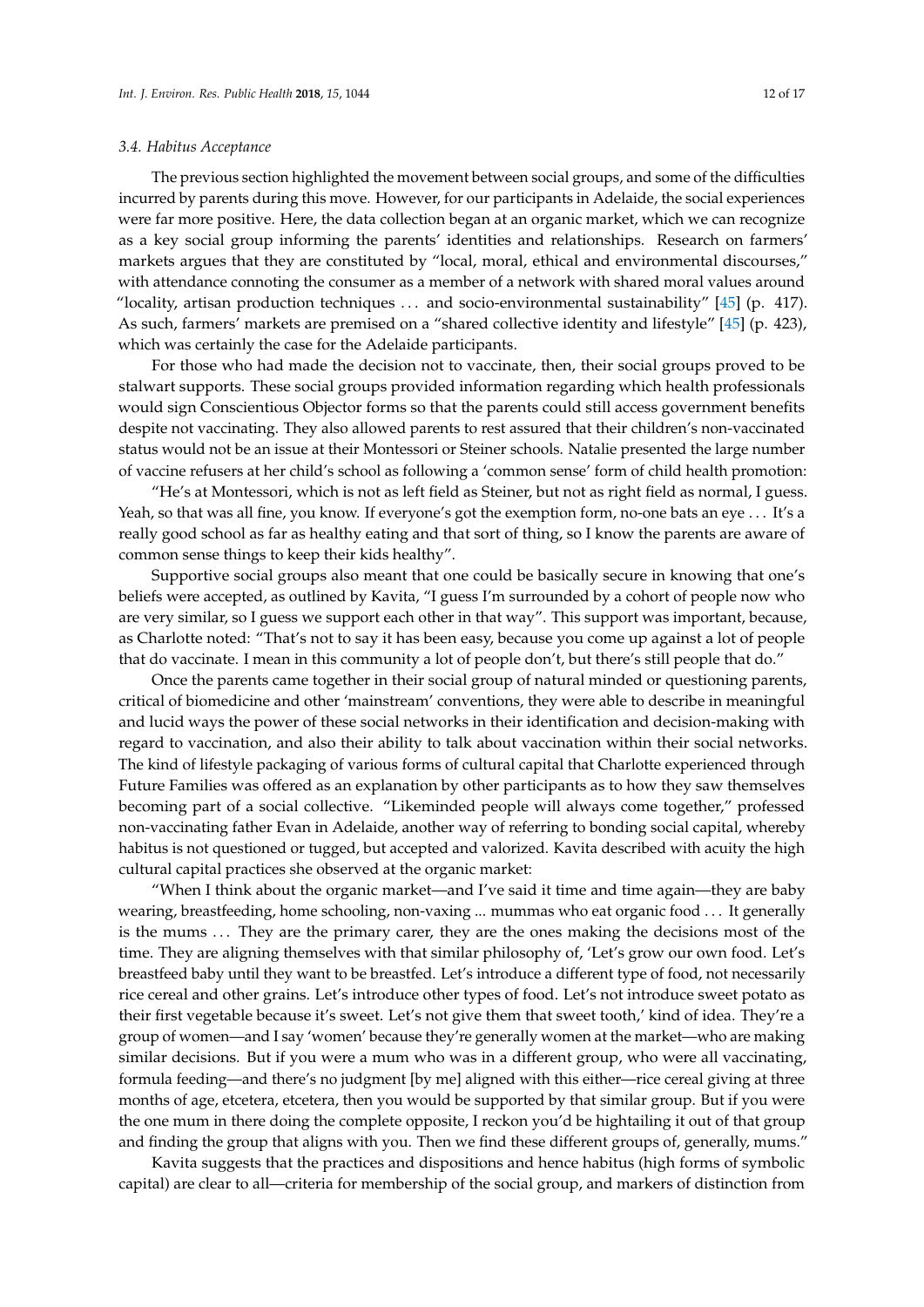### 3.4. Habitus Acceptance

The previous section highlighted the movement between social groups, and some of the difficulties incurred by parents during this move. However, for our participants in Adelaide, the social experiences were far more positive. Here, the data collection began at an organic market, which we can recognize as a key social group informing the parents' identities and relationships. Research on farmers' markets argues that they are constituted by "local, moral, ethical and environmental discourses," with attendance connoting the consumer as a member of a network with shared moral values around "locality, artisan production techniques ... and socio-environmental sustainability" [45] (p. 417). As such, farmers' markets are premised on a "shared collective identity and lifestyle" [45] (p. 423), which was certainly the case for the Adelaide participants.

For those who had made the decision not to vaccinate, then, their social groups proved to be stalwart supports. These social groups provided information regarding which health professionals would sign Conscientious Objector forms so that the parents could still access government benefits despite not vaccinating. They also allowed parents to rest assured that their children's non-vaccinated status would not be an issue at their Montessori or Steiner schools. Natalie presented the large number of vaccine refusers at her child's school as following a 'common sense' form of child health promotion:

"He's at Montessori, which is not as left field as Steiner, but not as right field as normal, I guess. Yeah, so that was all fine, you know. If everyone's got the exemption form, no-one bats an eye ... It's a really good school as far as healthy eating and that sort of thing, so I know the parents are aware of common sense things to keep their kids healthy".

Supportive social groups also meant that one could be basically secure in knowing that one's beliefs were accepted, as outlined by Kavita, "I guess I'm surrounded by a cohort of people now who are very similar, so I guess we support each other in that way". This support was important, because, as Charlotte noted: "That's not to say it has been easy, because you come up against a lot of people that do vaccinate. I mean in this community a lot of people don't, but there's still people that do."

Once the parents came together in their social group of natural minded or questioning parents, critical of biomedicine and other 'mainstream' conventions, they were able to describe in meaningful and lucid ways the power of these social networks in their identification and decision-making with regard to vaccination, and also their ability to talk about vaccination within their social networks. The kind of lifestyle packaging of various forms of cultural capital that Charlotte experienced through Future Families was offered as an explanation by other participants as to how they saw themselves becoming part of a social collective. "Likeminded people will always come together," professed non-vaccinating father Evan in Adelaide, another way of referring to bonding social capital, whereby habitus is not questioned or tugged, but accepted and valorized. Kavita described with acuity the high cultural capital practices she observed at the organic market:

"When I think about the organic market—and I've said it time and time again—they are baby wearing, breastfeeding, home schooling, non-vaxing ... mummas who eat organic food ... It generally is the mums ... They are the primary carer, they are the ones making the decisions most of the time. They are aligning themselves with that similar philosophy of, 'Let's grow our own food. Let's breastfeed baby until they want to be breastfed. Let's introduce a different type of food, not necessarily rice cereal and other grains. Let's introduce other types of food. Let's not introduce sweet potato as their first vegetable because it's sweet. Let's not give them that sweet tooth,' kind of idea. They're a group of women—and I say 'women' because they're generally women at the market—who are making similar decisions. But if you were a mum who was in a different group, who were all vaccinating, formula feeding—and there's no judgment [by me] aligned with this either—rice cereal giving at three months of age, etcetera, etcetera, then you would be supported by that similar group. But if you were the one mum in there doing the complete opposite, I reckon you'd be hightailing it out of that group and finding the group that aligns with you. Then we find these different groups of, generally, mums."

Kavita suggests that the practices and dispositions and hence habitus (high forms of symbolic capital) are clear to all—criteria for membership of the social group, and markers of distinction from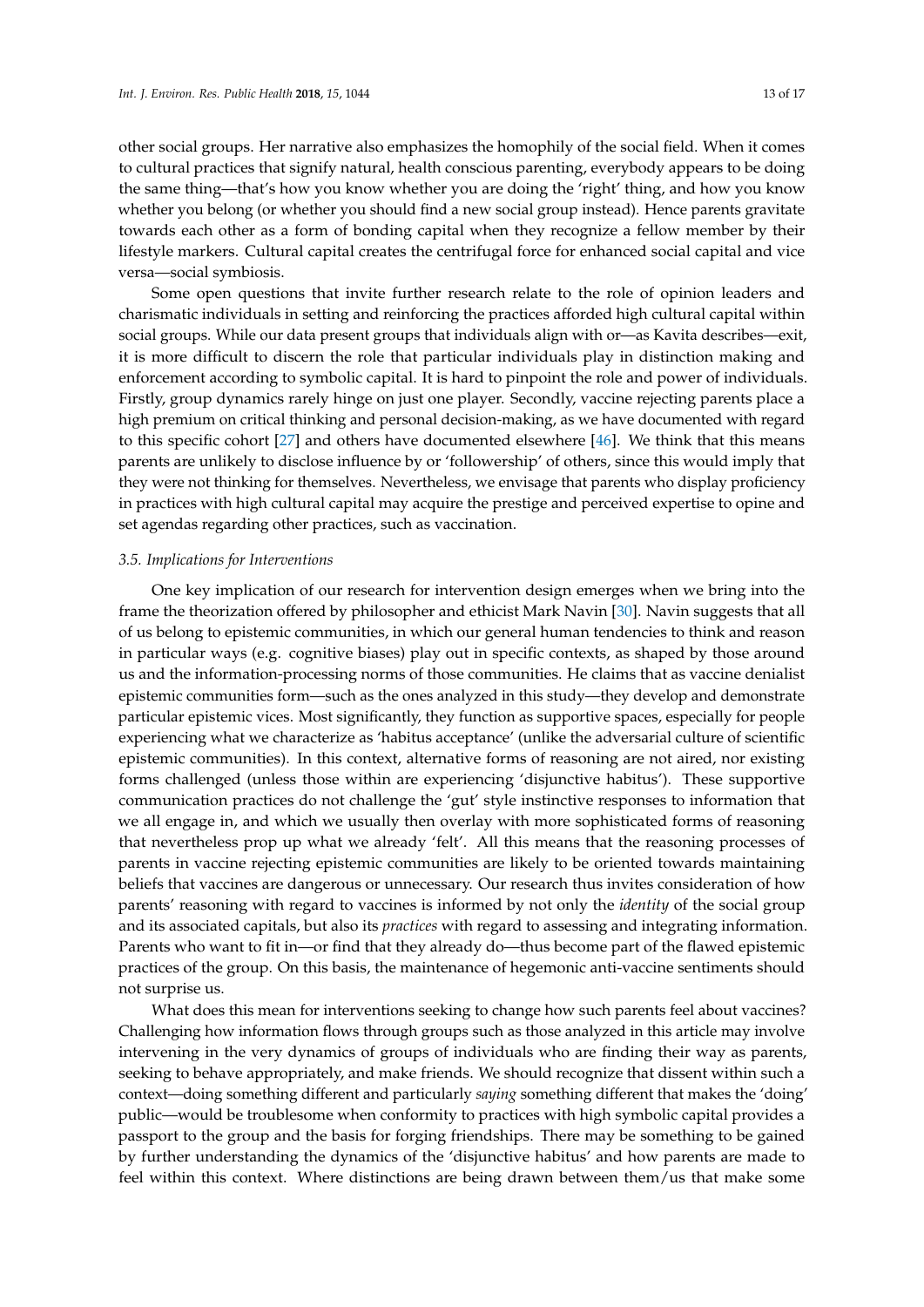other social groups. Her narrative also emphasizes the homophily of the social field. When it comes to cultural practices that signify natural, health conscious parenting, everybody appears to be doing the same thing—that's how you know whether you are doing the 'right' thing, and how you know whether you belong (or whether you should find a new social group instead). Hence parents gravitate towards each other as a form of bonding capital when they recognize a fellow member by their lifestyle markers. Cultural capital creates the centrifugal force for enhanced social capital and vice versa—social symbiosis.

Some open questions that invite further research relate to the role of opinion leaders and charismatic individuals in setting and reinforcing the practices afforded high cultural capital within social groups. While our data present groups that individuals align with or—as Kavita describes—exit, it is more difficult to discern the role that particular individuals play in distinction making and enforcement according to symbolic capital. It is hard to pinpoint the role and power of individuals. Firstly, group dynamics rarely hinge on just one player. Secondly, vaccine rejecting parents place a high premium on critical thinking and personal decision-making, as we have documented with regard to this specific cohort [27] and others have documented elsewhere [46]. We think that this means parents are unlikely to disclose influence by or 'followership' of others, since this would imply that they were not thinking for themselves. Nevertheless, we envisage that parents who display proficiency in practices with high cultural capital may acquire the prestige and perceived expertise to opine and set agendas regarding other practices, such as vaccination.

### 3.5. Implications for Interventions

One key implication of our research for intervention design emerges when we bring into the frame the theorization offered by philosopher and ethicist Mark Navin [30]. Navin suggests that all of us belong to epistemic communities, in which our general human tendencies to think and reason in particular ways (e.g. cognitive biases) play out in specific contexts, as shaped by those around us and the information-processing norms of those communities. He claims that as vaccine denialist epistemic communities form—such as the ones analyzed in this study—they develop and demonstrate particular epistemic vices. Most significantly, they function as supportive spaces, especially for people experiencing what we characterize as 'habitus acceptance' (unlike the adversarial culture of scientific epistemic communities). In this context, alternative forms of reasoning are not aired, nor existing forms challenged (unless those within are experiencing 'disjunctive habitus'). These supportive communication practices do not challenge the 'gut' style instinctive responses to information that we all engage in, and which we usually then overlay with more sophisticated forms of reasoning that nevertheless prop up what we already 'felt'. All this means that the reasoning processes of parents in vaccine rejecting epistemic communities are likely to be oriented towards maintaining beliefs that vaccines are dangerous or unnecessary. Our research thus invites consideration of how parents' reasoning with regard to vaccines is informed by not only the *identity* of the social group and its associated capitals, but also its *practices* with regard to assessing and integrating information. Parents who want to fit in—or find that they already do—thus become part of the flawed epistemic practices of the group. On this basis, the maintenance of hegemonic anti-vaccine sentiments should not surprise us.

What does this mean for interventions seeking to change how such parents feel about vaccines? Challenging how information flows through groups such as those analyzed in this article may involve intervening in the very dynamics of groups of individuals who are finding their way as parents, seeking to behave appropriately, and make friends. We should recognize that dissent within such a context—doing something different and particularly *saying* something different that makes the 'doing' public—would be troublesome when conformity to practices with high symbolic capital provides a passport to the group and the basis for forging friendships. There may be something to be gained by further understanding the dynamics of the 'disjunctive habitus' and how parents are made to feel within this context. Where distinctions are being drawn between them/us that make some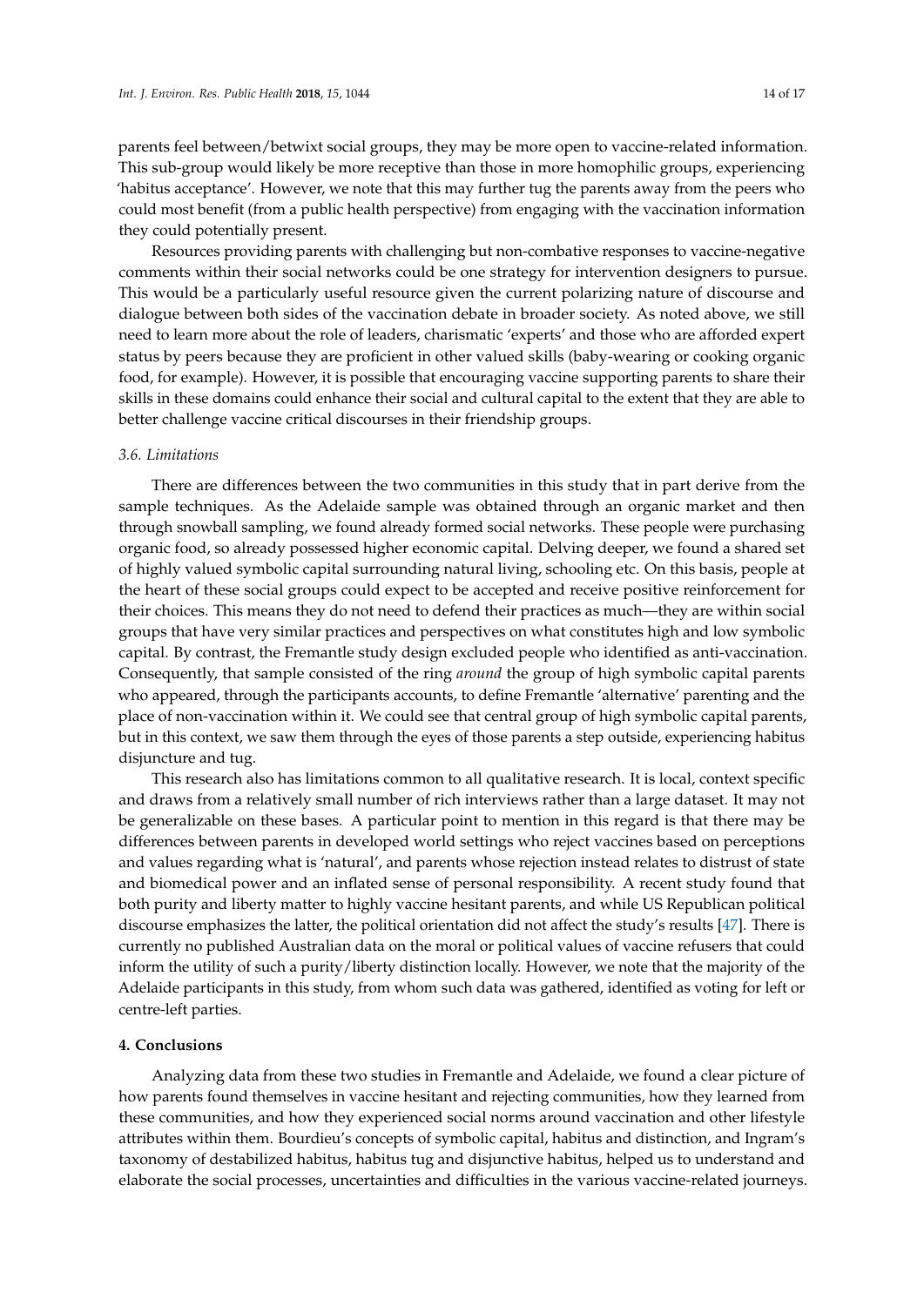parents feel between/betwixt social groups, they may be more open to vaccine-related information. This sub-group would likely be more receptive than those in more homophilic groups, experiencing 'habitus acceptance'. However, we note that this may further tug the parents away from the peers who could most benefit (from a public health perspective) from engaging with the vaccination information they could potentially present.

Resources providing parents with challenging but non-combative responses to vaccine-negative comments within their social networks could be one strategy for intervention designers to pursue. This would be a particularly useful resource given the current polarizing nature of discourse and dialogue between both sides of the vaccination debate in broader society. As noted above, we still need to learn more about the role of leaders, charismatic 'experts' and those who are afforded expert status by peers because they are proficient in other valued skills (baby-wearing or cooking organic food, for example). However, it is possible that encouraging vaccine supporting parents to share their skills in these domains could enhance their social and cultural capital to the extent that they are able to better challenge vaccine critical discourses in their friendship groups.

### 3.6. Limitations

There are differences between the two communities in this study that in part derive from the sample techniques. As the Adelaide sample was obtained through an organic market and then through snowball sampling, we found already formed social networks. These people were purchasing organic food, so already possessed higher economic capital. Delving deeper, we found a shared set of highly valued symbolic capital surrounding natural living, schooling etc. On this basis, people at the heart of these social groups could expect to be accepted and receive positive reinforcement for their choices. This means they do not need to defend their practices as much—they are within social groups that have very similar practices and perspectives on what constitutes high and low symbolic capital. By contrast, the Fremantle study design excluded people who identified as anti-vaccination. Consequently, that sample consisted of the ring *around* the group of high symbolic capital parents who appeared, through the participants accounts, to define Fremantle 'alternative' parenting and the place of non-vaccination within it. We could see that central group of high symbolic capital parents, but in this context, we saw them through the eyes of those parents a step outside, experiencing habitus disjuncture and tug.

This research also has limitations common to all qualitative research. It is local, context specific and draws from a relatively small number of rich interviews rather than a large dataset. It may not be generalizable on these bases. A particular point to mention in this regard is that there may be differences between parents in developed world settings who reject vaccines based on perceptions and values regarding what is 'natural', and parents whose rejection instead relates to distrust of state and biomedical power and an inflated sense of personal responsibility. A recent study found that both purity and liberty matter to highly vaccine hesitant parents, and while US Republican political discourse emphasizes the latter, the political orientation did not affect the study's results [47]. There is currently no published Australian data on the moral or political values of vaccine refusers that could inform the utility of such a purity/liberty distinction locally. However, we note that the majority of the Adelaide participants in this study, from whom such data was gathered, identified as voting for left or centre-left parties.

## 4. Conclusions

Analyzing data from these two studies in Fremantle and Adelaide, we found a clear picture of how parents found themselves in vaccine hesitant and rejecting communities, how they learned from these communities, and how they experienced social norms around vaccination and other lifestyle attributes within them. Bourdieu's concepts of symbolic capital, habitus and distinction, and Ingram's taxonomy of destabilized habitus, habitus tug and disjunctive habitus, helped us to understand and elaborate the social processes, uncertainties and difficulties in the various vaccine-related journeys.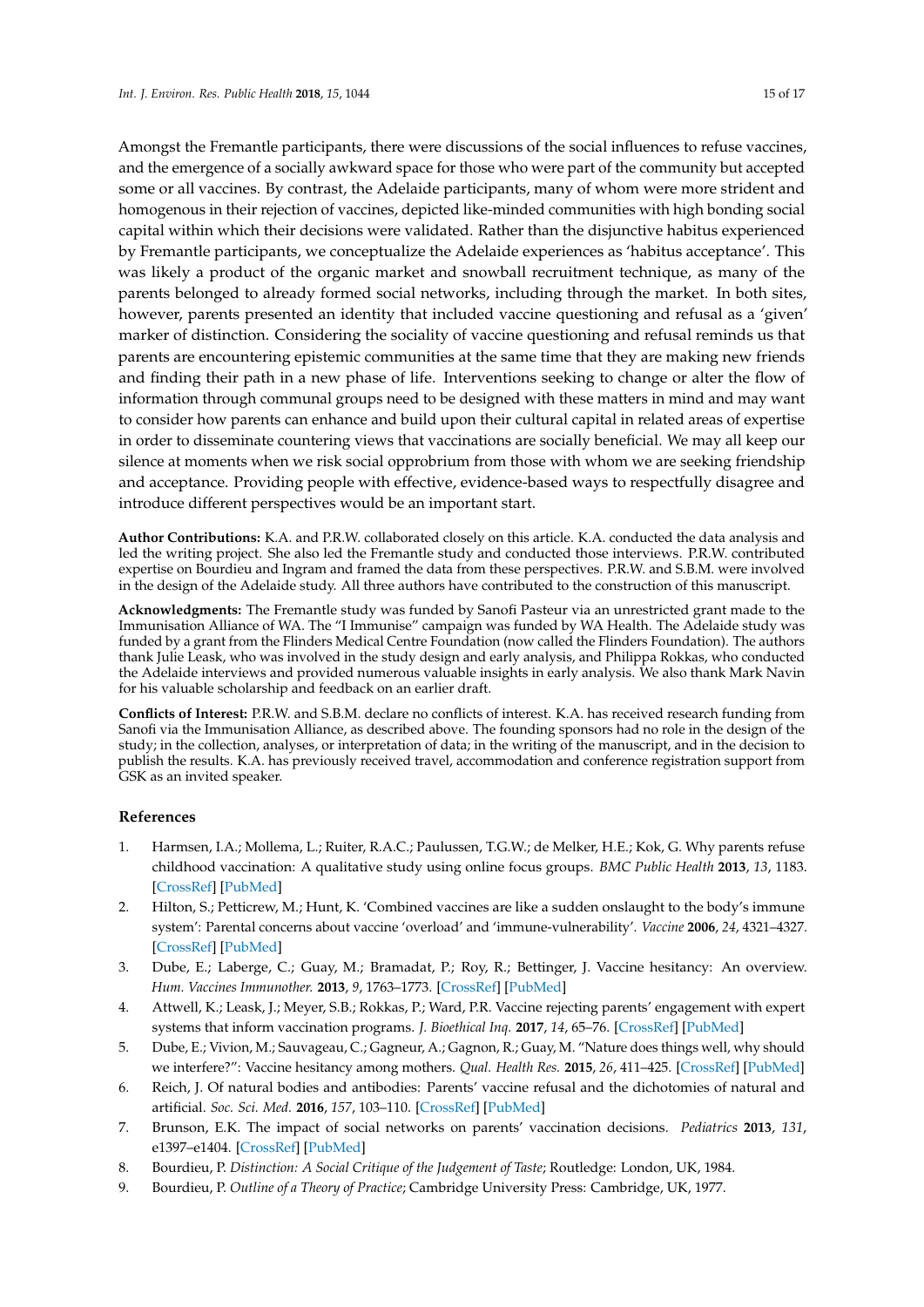Amongst the Fremantle participants, there were discussions of the social influences to refuse vaccines, and the emergence of a socially awkward space for those who were part of the community but accepted some or all vaccines. By contrast, the Adelaide participants, many of whom were more strident and homogenous in their rejection of vaccines, depicted like-minded communities with high bonding social capital within which their decisions were validated. Rather than the disjunctive habitus experienced by Fremantle participants, we conceptualize the Adelaide experiences as 'habitus acceptance'. This was likely a product of the organic market and snowball recruitment technique, as many of the parents belonged to already formed social networks, including through the market. In both sites, however, parents presented an identity that included vaccine questioning and refusal as a 'given' marker of distinction. Considering the sociality of vaccine questioning and refusal reminds us that parents are encountering epistemic communities at the same time that they are making new friends and finding their path in a new phase of life. Interventions seeking to change or alter the flow of information through communal groups need to be designed with these matters in mind and may want to consider how parents can enhance and build upon their cultural capital in related areas of expertise in order to disseminate countering views that vaccinations are socially beneficial. We may all keep our silence at moments when we risk social opprobrium from those with whom we are seeking friendship and acceptance. Providing people with effective, evidence-based ways to respectfully disagree and introduce different perspectives would be an important start.

**Author Contributions:** K.A. and P.R.W. collaborated closely on this article. K.A. conducted the data analysis and led the writing project. She also led the Fremantle study and conducted those interviews. P.R.W. contributed expertise on Bourdieu and Ingram and framed the data from these perspectives. P.R.W. and S.B.M. were involved in the design of the Adelaide study. All three authors have contributed to the construction of this manuscript.

**Acknowledgments:** The Fremantle study was funded by Sanofi Pasteur via an unrestricted grant made to the Immunisation Alliance of WA. The "I Immunise" campaign was funded by WA Health. The Adelaide study was funded by a grant from the Flinders Medical Centre Foundation (now called the Flinders Foundation). The authors thank Julie Leask, who was involved in the study design and early analysis, and Philippa Rokkas, who conducted the Adelaide interviews and provided numerous valuable insights in early analysis. We also thank Mark Navin for his valuable scholarship and feedback on an earlier draft.

**Conflicts of Interest:** P.R.W. and S.B.M. declare no conflicts of interest. K.A. has received research funding from Sanofi via the Immunisation Alliance, as described above. The founding sponsors had no role in the design of the study; in the collection, analyses, or interpretation of data; in the writing of the manuscript, and in the decision to publish the results. K.A. has previously received travel, accommodation and conference registration support from GSK as an invited speaker.

## References

1. Harmsen, I.A.; Mollema, L.; Ruiter, R.A.C.; Paulussen, T.G.W.; de Melker, H.E.; Kok, G. Why parents refuse childhood vaccination: A qualitative study using online focus groups. *BMC Public Health* **2013**, *13*, 1183. [CrossRef] [PubMed]
2. Hilton, S.; Petticrew, M.; Hunt, K. 'Combined vaccines are like a sudden onslaught to the body's immune system': Parental concerns about vaccine 'overload' and 'immune-vulnerability'. *Vaccine* **2006**, *24*, 4321–4327. [CrossRef] [PubMed]
3. Dube, E.; Laberge, C.; Guay, M.; Bramadat, P.; Roy, R.; Bettinger, J. Vaccine hesitancy: An overview. *Hum. Vaccines Immunother.* **2013**, *9*, 1763–1773. [CrossRef] [PubMed]
4. Attwell, K.; Leask, J.; Meyer, S.B.; Rokkas, P.; Ward, P.R. Vaccine rejecting parents' engagement with expert systems that inform vaccination programs. *J. Bioethical Inq.* **2017**, *14*, 65–76. [CrossRef] [PubMed]
5. Dube, E.; Vivion, M.; Sauvageau, C.; Gagneur, A.; Gagnon, R.; Guay, M. "Nature does things well, why should we interfere?": Vaccine hesitancy among mothers. *Qual. Health Res.* **2015**, *26*, 411–425. [CrossRef] [PubMed]
6. Reich, J. Of natural bodies and antibodies: Parents' vaccine refusal and the dichotomies of natural and artificial. *Soc. Sci. Med.* **2016**, *157*, 103–110. [CrossRef] [PubMed]
7. Brunson, E.K. The impact of social networks on parents' vaccination decisions. *Pediatrics* **2013**, *131*, e1397–e1404. [CrossRef] [PubMed]
8. Bourdieu, P. *Distinction: A Social Critique of the Judgement of Taste*; Routledge: London, UK, 1984.
9. Bourdieu, P. *Outline of a Theory of Practice*; Cambridge University Press: Cambridge, UK, 1977.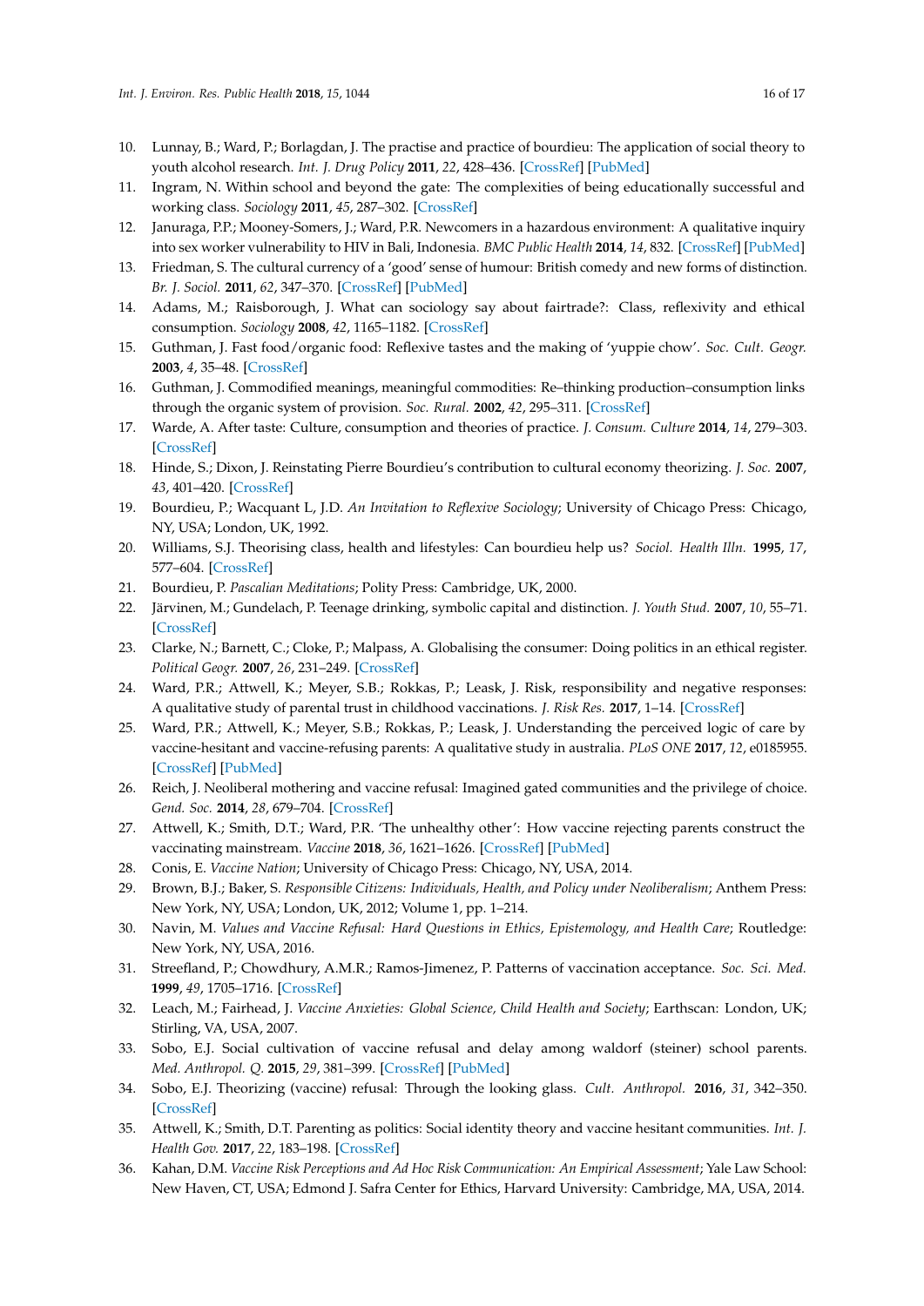10. Lunnay, B.; Ward, P.; Borlagdan, J. The practise and practice of bourdieu: The application of social theory to youth alcohol research. *Int. J. Drug Policy* **2011**, *22*, 428–436. [CrossRef] [PubMed]
11. Ingram, N. Within school and beyond the gate: The complexities of being educationally successful and working class. *Sociology* **2011**, *45*, 287–302. [CrossRef]
12. Januraga, P.P.; Mooney-Somers, J.; Ward, P.R. Newcomers in a hazardous environment: A qualitative inquiry into sex worker vulnerability to HIV in Bali, Indonesia. *BMC Public Health* **2014**, *14*, 832. [CrossRef] [PubMed]
13. Friedman, S. The cultural currency of a 'good' sense of humour: British comedy and new forms of distinction. *Br. J. Sociol.* **2011**, *62*, 347–370. [CrossRef] [PubMed]
14. Adams, M.; Raisborough, J. What can sociology say about fairtrade?: Class, reflexivity and ethical consumption. *Sociology* **2008**, *42*, 1165–1182. [CrossRef]
15. Guthman, J. Fast food/organic food: Reflexive tastes and the making of 'yuppie chow'. *Soc. Cult. Geogr.* **2003**, *4*, 35–48. [CrossRef]
16. Guthman, J. Commodified meanings, meaningful commodities: Re–thinking production–consumption links through the organic system of provision. *Soc. Rural.* **2002**, *42*, 295–311. [CrossRef]
17. Warde, A. After taste: Culture, consumption and theories of practice. *J. Consum. Culture* **2014**, *14*, 279–303. [CrossRef]
18. Hinde, S.; Dixon, J. Reinstating Pierre Bourdieu's contribution to cultural economy theorizing. *J. Soc.* **2007**, *43*, 401–420. [CrossRef]
19. Bourdieu, P.; Wacquant L, J.D. *An Invitation to Reflexive Sociology*; University of Chicago Press: Chicago, NY, USA; London, UK, 1992.
20. Williams, S.J. Theorising class, health and lifestyles: Can bourdieu help us? *Sociol. Health Illn.* **1995**, *17*, 577–604. [CrossRef]
21. Bourdieu, P. *Pascalian Meditations*; Polity Press: Cambridge, UK, 2000.
22. Järvinen, M.; Gundelach, P. Teenage drinking, symbolic capital and distinction. *J. Youth Stud.* **2007**, *10*, 55–71. [CrossRef]
23. Clarke, N.; Barnett, C.; Cloke, P.; Malpass, A. Globalising the consumer: Doing politics in an ethical register. *Political Geogr.* **2007**, *26*, 231–249. [CrossRef]
24. Ward, P.R.; Attwell, K.; Meyer, S.B.; Rokkas, P.; Leask, J. Risk, responsibility and negative responses: A qualitative study of parental trust in childhood vaccinations. *J. Risk Res.* **2017**, 1–14. [CrossRef]
25. Ward, P.R.; Attwell, K.; Meyer, S.B.; Rokkas, P.; Leask, J. Understanding the perceived logic of care by vaccine-hesitant and vaccine-refusing parents: A qualitative study in australia. *PLoS ONE* **2017**, *12*, e0185955. [CrossRef] [PubMed]
26. Reich, J. Neoliberal mothering and vaccine refusal: Imagined gated communities and the privilege of choice. *Gend. Soc.* **2014**, *28*, 679–704. [CrossRef]
27. Attwell, K.; Smith, D.T.; Ward, P.R. 'The unhealthy other': How vaccine rejecting parents construct the vaccinating mainstream. *Vaccine* **2018**, *36*, 1621–1626. [CrossRef] [PubMed]
28. Conis, E. *Vaccine Nation*; University of Chicago Press: Chicago, NY, USA, 2014.
29. Brown, B.J.; Baker, S. *Responsible Citizens: Individuals, Health, and Policy under Neoliberalism*; Anthem Press: New York, NY, USA; London, UK, 2012; Volume 1, pp. 1–214.
30. Navin, M. *Values and Vaccine Refusal: Hard Questions in Ethics, Epistemology, and Health Care*; Routledge: New York, NY, USA, 2016.
31. Streefland, P.; Chowdhury, A.M.R.; Ramos-Jimenez, P. Patterns of vaccination acceptance. *Soc. Sci. Med.* **1999**, *49*, 1705–1716. [CrossRef]
32. Leach, M.; Fairhead, J. *Vaccine Anxieties: Global Science, Child Health and Society*; Earthscan: London, UK; Stirling, VA, USA, 2007.
33. Sobo, E.J. Social cultivation of vaccine refusal and delay among waldorf (steiner) school parents. *Med. Anthropol. Q.* **2015**, *29*, 381–399. [CrossRef] [PubMed]
34. Sobo, E.J. Theorizing (vaccine) refusal: Through the looking glass. *Cult. Anthropol.* **2016**, *31*, 342–350. [CrossRef]
35. Attwell, K.; Smith, D.T. Parenting as politics: Social identity theory and vaccine hesitant communities. *Int. J. Health Gov.* **2017**, *22*, 183–198. [CrossRef]
36. Kahan, D.M. *Vaccine Risk Perceptions and Ad Hoc Risk Communication: An Empirical Assessment*; Yale Law School: New Haven, CT, USA; Edmond J. Safra Center for Ethics, Harvard University: Cambridge, MA, USA, 2014.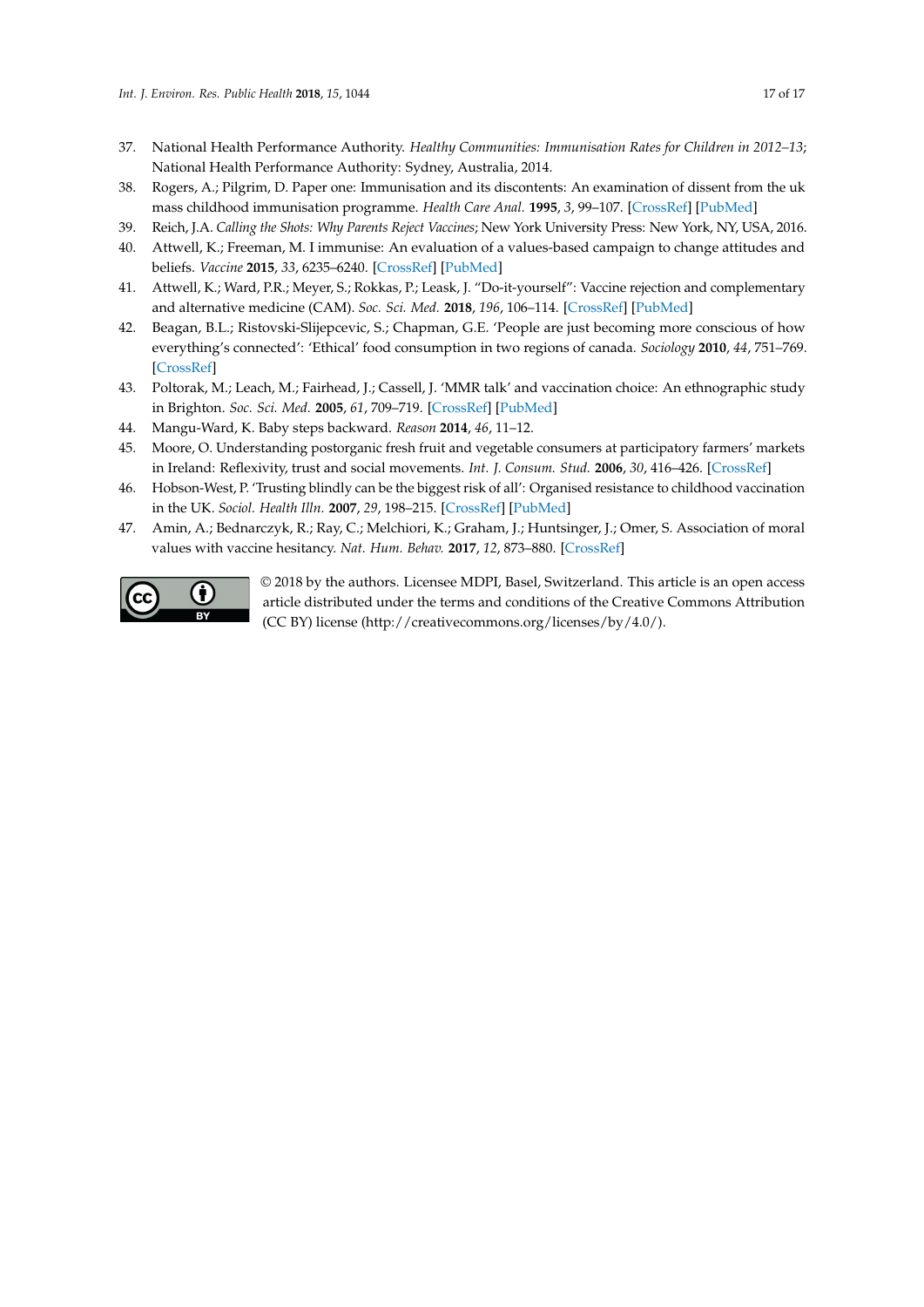37. National Health Performance Authority. *Healthy Communities: Immunisation Rates for Children in 2012–13*; National Health Performance Authority: Sydney, Australia, 2014.
38. Rogers, A.; Pilgrim, D. Paper one: Immunisation and its discontents: An examination of dissent from the uk mass childhood immunisation programme. *Health Care Anal.* **1995**, *3*, 99–107. [CrossRef] [PubMed]
39. Reich, J.A. *Calling the Shots: Why Parents Reject Vaccines*; New York University Press: New York, NY, USA, 2016.
40. Attwell, K.; Freeman, M. I immunise: An evaluation of a values-based campaign to change attitudes and beliefs. *Vaccine* **2015**, *33*, 6235–6240. [CrossRef] [PubMed]
41. Attwell, K.; Ward, P.R.; Meyer, S.; Rokkas, P.; Leask, J. "Do-it-yourself": Vaccine rejection and complementary and alternative medicine (CAM). *Soc. Sci. Med.* **2018**, *196*, 106–114. [CrossRef] [PubMed]
42. Beagan, B.L.; Ristovski-Slijepcevic, S.; Chapman, G.E. 'People are just becoming more conscious of how everything's connected': 'Ethical' food consumption in two regions of canada. *Sociology* **2010**, *44*, 751–769. [CrossRef]
43. Poltorak, M.; Leach, M.; Fairhead, J.; Cassell, J. 'MMR talk' and vaccination choice: An ethnographic study in Brighton. *Soc. Sci. Med.* **2005**, *61*, 709–719. [CrossRef] [PubMed]
44. Mangu-Ward, K. Baby steps backward. *Reason* **2014**, *46*, 11–12.
45. Moore, O. Understanding postorganic fresh fruit and vegetable consumers at participatory farmers' markets in Ireland: Reflexivity, trust and social movements. *Int. J. Consum. Stud.* **2006**, *30*, 416–426. [CrossRef]
46. Hobson-West, P. 'Trusting blindly can be the biggest risk of all': Organised resistance to childhood vaccination in the UK. *Sociol. Health Illn.* **2007**, *29*, 198–215. [CrossRef] [PubMed]
47. Amin, A.; Bednarczyk, R.; Ray, C.; Melchiori, K.; Graham, J.; Huntsinger, J.; Omer, S. Association of moral values with vaccine hesitancy. *Nat. Hum. Behav.* **2017**, *12*, 873–880. [CrossRef]

© 2018 by the authors. Licensee MDPI, Basel, Switzerland. This article is an open access article distributed under the terms and conditions of the Creative Commons Attribution (CC BY) license (http://creativecommons.org/licenses/by/4.0/).